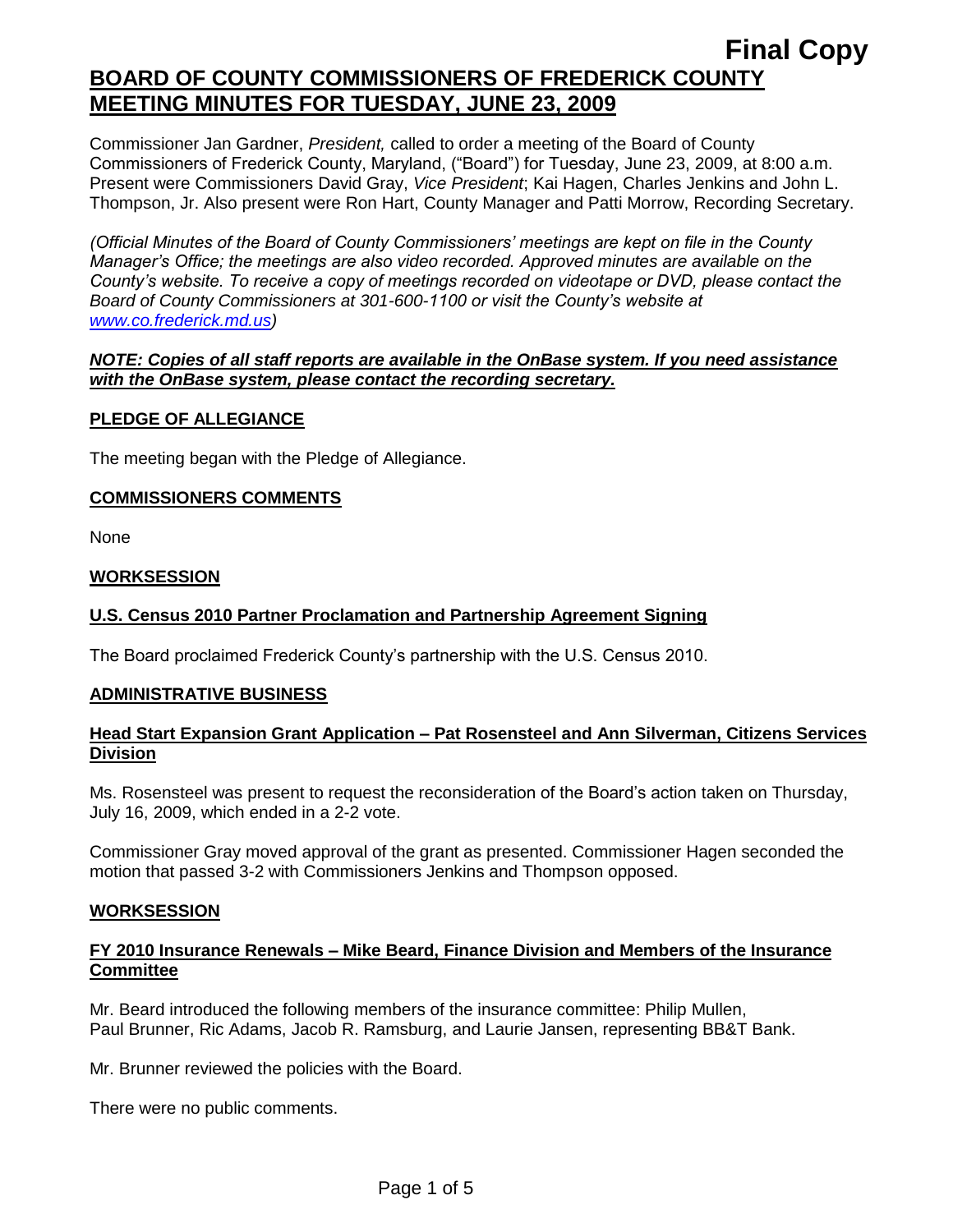**Final Copy**

# BOARD OF COUNTY COMMISSIONERS OF FREDERICK COUNTY MEETING MINUTES FOR TUESDAY, JUNE 23, 2009

Commissioner Jan Gardner, *President,* called to order a meeting of the Board of County Commissioners of Frederick County, Maryland, ("Board") for Tuesday, June 23, 2009, at 8:00 a.m. Present were Commissioners David Gray, *Vice President*; Kai Hagen, Charles Jenkins and John L. Thompson, Jr. Also present were Ron Hart, County Manager and Patti Morrow, Recording Secretary.

*(Official Minutes of the Board of County Commissioners' meetings are kept on file in the County Manager's Office; the meetings are also video recorded. Approved minutes are available on the County's website. To receive a copy of meetings recorded on videotape or DVD, please contact the Board of County Commissioners at 301-600-1100 or visit the County's website at www.co.frederick.md.us)*

***NOTE: Copies of all staff reports are available in the OnBase system. If you need assistance with the OnBase system, please contact the recording secretary.***

## PLEDGE OF ALLEGIANCE

The meeting began with the Pledge of Allegiance.

## COMMISSIONERS COMMENTS

None

## WORKSESSION

### U.S. Census 2010 Partner Proclamation and Partnership Agreement Signing

The Board proclaimed Frederick County's partnership with the U.S. Census 2010.

## ADMINISTRATIVE BUSINESS

### Head Start Expansion Grant Application – Pat Rosensteel and Ann Silverman, Citizens Services Division

Ms. Rosensteel was present to request the reconsideration of the Board's action taken on Thursday, July 16, 2009, which ended in a 2-2 vote.

Commissioner Gray moved approval of the grant as presented. Commissioner Hagen seconded the motion that passed 3-2 with Commissioners Jenkins and Thompson opposed.

## WORKSESSION

### FY 2010 Insurance Renewals – Mike Beard, Finance Division and Members of the Insurance Committee

Mr. Beard introduced the following members of the insurance committee: Philip Mullen, Paul Brunner, Ric Adams, Jacob R. Ramsburg, and Laurie Jansen, representing BB&T Bank.

Mr. Brunner reviewed the policies with the Board.

There were no public comments.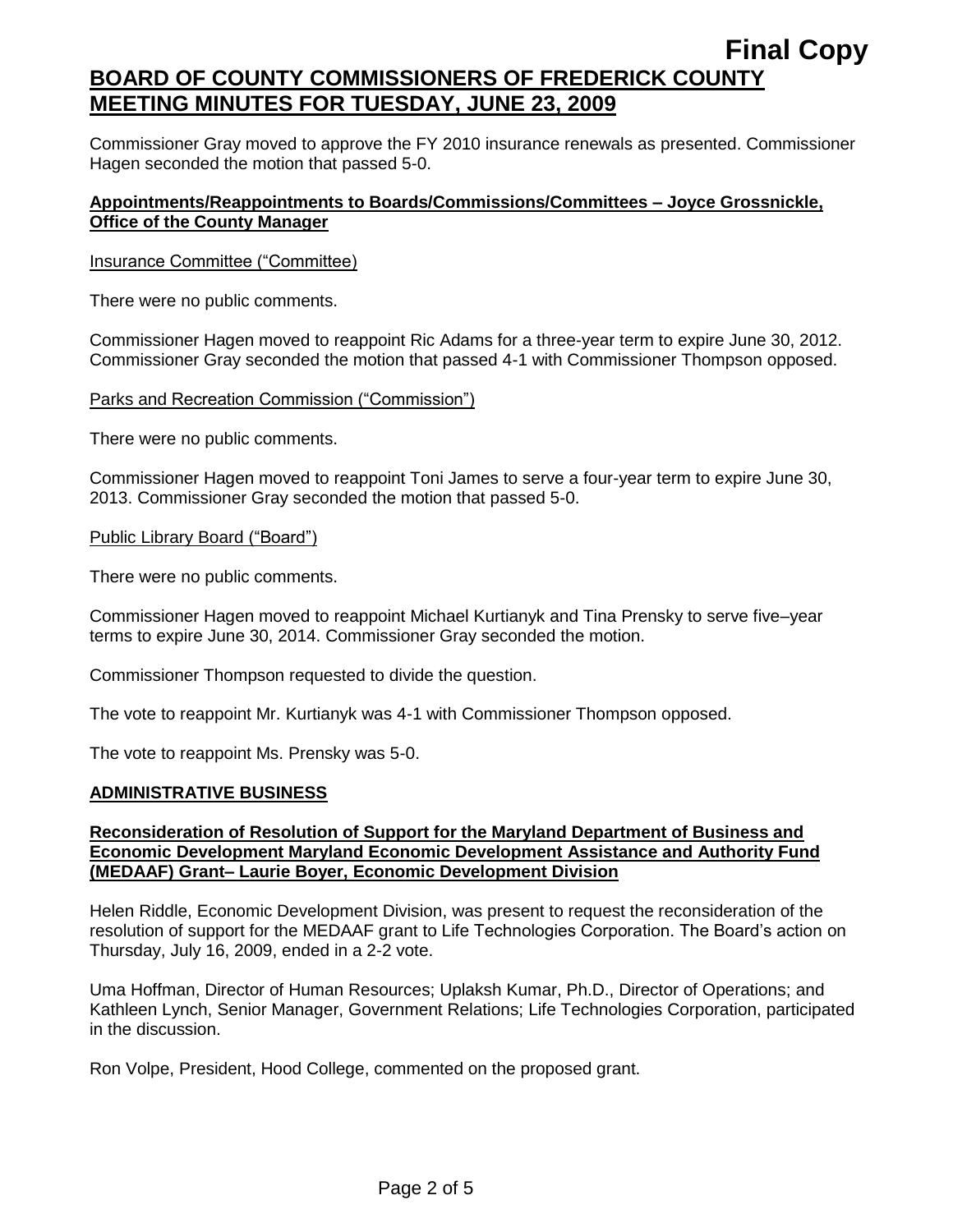Commissioner Gray moved to approve the FY 2010 insurance renewals as presented. Commissioner Hagen seconded the motion that passed 5-0.

**Appointments/Reappointments to Boards/Commissions/Committees – Joyce Grossnickle, Office of the County Manager**

Insurance Committee ("Committee)

There were no public comments.

Commissioner Hagen moved to reappoint Ric Adams for a three-year term to expire June 30, 2012. Commissioner Gray seconded the motion that passed 4-1 with Commissioner Thompson opposed.

Parks and Recreation Commission ("Commission")

There were no public comments.

Commissioner Hagen moved to reappoint Toni James to serve a four-year term to expire June 30, 2013. Commissioner Gray seconded the motion that passed 5-0.

Public Library Board ("Board")

There were no public comments.

Commissioner Hagen moved to reappoint Michael Kurtianyk and Tina Prensky to serve five–year terms to expire June 30, 2014. Commissioner Gray seconded the motion.

Commissioner Thompson requested to divide the question.

The vote to reappoint Mr. Kurtianyk was 4-1 with Commissioner Thompson opposed.

The vote to reappoint Ms. Prensky was 5-0.

**ADMINISTRATIVE BUSINESS**

**Reconsideration of Resolution of Support for the Maryland Department of Business and Economic Development Maryland Economic Development Assistance and Authority Fund (MEDAAF) Grant– Laurie Boyer, Economic Development Division**

Helen Riddle, Economic Development Division, was present to request the reconsideration of the resolution of support for the MEDAAF grant to Life Technologies Corporation. The Board's action on Thursday, July 16, 2009, ended in a 2-2 vote.

Uma Hoffman, Director of Human Resources; Uplaksh Kumar, Ph.D., Director of Operations; and Kathleen Lynch, Senior Manager, Government Relations; Life Technologies Corporation, participated in the discussion.

Ron Volpe, President, Hood College, commented on the proposed grant.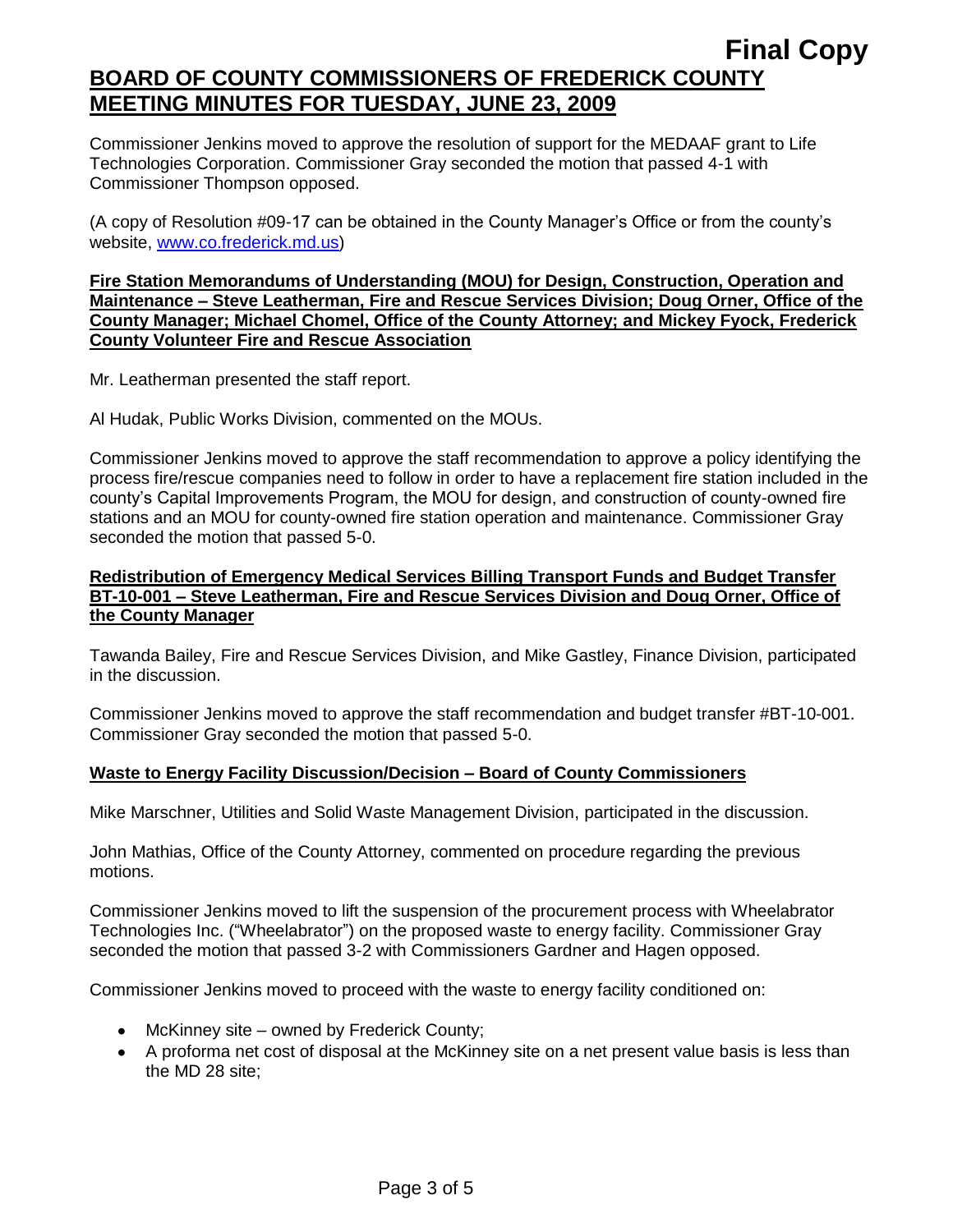Commissioner Jenkins moved to approve the resolution of support for the MEDAAF grant to Life Technologies Corporation. Commissioner Gray seconded the motion that passed 4-1 with Commissioner Thompson opposed.

(A copy of Resolution #09-17 can be obtained in the County Manager's Office or from the county's website, www.co.frederick.md.us)

**Fire Station Memorandums of Understanding (MOU) for Design, Construction, Operation and Maintenance – Steve Leatherman, Fire and Rescue Services Division; Doug Orner, Office of the County Manager; Michael Chomel, Office of the County Attorney; and Mickey Fyock, Frederick County Volunteer Fire and Rescue Association**

Mr. Leatherman presented the staff report.

Al Hudak, Public Works Division, commented on the MOUs.

Commissioner Jenkins moved to approve the staff recommendation to approve a policy identifying the process fire/rescue companies need to follow in order to have a replacement fire station included in the county's Capital Improvements Program, the MOU for design, and construction of county-owned fire stations and an MOU for county-owned fire station operation and maintenance. Commissioner Gray seconded the motion that passed 5-0.

**Redistribution of Emergency Medical Services Billing Transport Funds and Budget Transfer BT-10-001 – Steve Leatherman, Fire and Rescue Services Division and Doug Orner, Office of the County Manager**

Tawanda Bailey, Fire and Rescue Services Division, and Mike Gastley, Finance Division, participated in the discussion.

Commissioner Jenkins moved to approve the staff recommendation and budget transfer #BT-10-001. Commissioner Gray seconded the motion that passed 5-0.

**Waste to Energy Facility Discussion/Decision – Board of County Commissioners**

Mike Marschner, Utilities and Solid Waste Management Division, participated in the discussion.

John Mathias, Office of the County Attorney, commented on procedure regarding the previous motions.

Commissioner Jenkins moved to lift the suspension of the procurement process with Wheelabrator Technologies Inc. ("Wheelabrator") on the proposed waste to energy facility. Commissioner Gray seconded the motion that passed 3-2 with Commissioners Gardner and Hagen opposed.

Commissioner Jenkins moved to proceed with the waste to energy facility conditioned on:

- McKinney site – owned by Frederick County;
- A proforma net cost of disposal at the McKinney site on a net present value basis is less than the MD 28 site;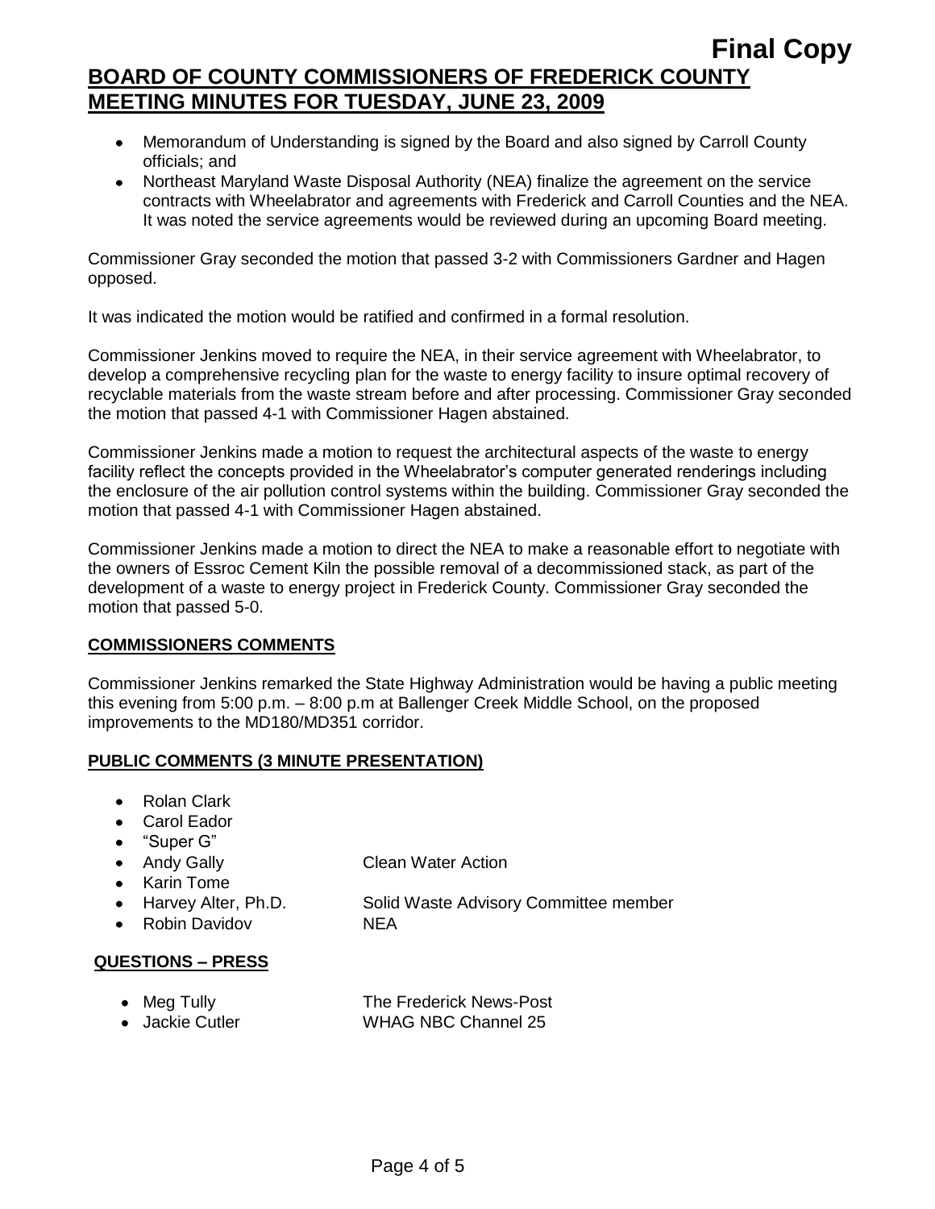- Memorandum of Understanding is signed by the Board and also signed by Carroll County officials; and
- Northeast Maryland Waste Disposal Authority (NEA) finalize the agreement on the service contracts with Wheelabrator and agreements with Frederick and Carroll Counties and the NEA. It was noted the service agreements would be reviewed during an upcoming Board meeting.

Commissioner Gray seconded the motion that passed 3-2 with Commissioners Gardner and Hagen opposed.

It was indicated the motion would be ratified and confirmed in a formal resolution.

Commissioner Jenkins moved to require the NEA, in their service agreement with Wheelabrator, to develop a comprehensive recycling plan for the waste to energy facility to insure optimal recovery of recyclable materials from the waste stream before and after processing. Commissioner Gray seconded the motion that passed 4-1 with Commissioner Hagen abstained.

Commissioner Jenkins made a motion to request the architectural aspects of the waste to energy facility reflect the concepts provided in the Wheelabrator's computer generated renderings including the enclosure of the air pollution control systems within the building. Commissioner Gray seconded the motion that passed 4-1 with Commissioner Hagen abstained.

Commissioner Jenkins made a motion to direct the NEA to make a reasonable effort to negotiate with the owners of Essroc Cement Kiln the possible removal of a decommissioned stack, as part of the development of a waste to energy project in Frederick County. Commissioner Gray seconded the motion that passed 5-0.

## COMMISSIONERS COMMENTS

Commissioner Jenkins remarked the State Highway Administration would be having a public meeting this evening from 5:00 p.m. – 8:00 p.m at Ballenger Creek Middle School, on the proposed improvements to the MD180/MD351 corridor.

## PUBLIC COMMENTS (3 MINUTE PRESENTATION)

- Rolan Clark
- Carol Eador
- "Super G"
- Andy Gally — Clean Water Action
- Karin Tome
- Harvey Alter, Ph.D. — Solid Waste Advisory Committee member
- Robin Davidov — NEA

## QUESTIONS – PRESS

- Meg Tully — The Frederick News-Post
- Jackie Cutler — WHAG NBC Channel 25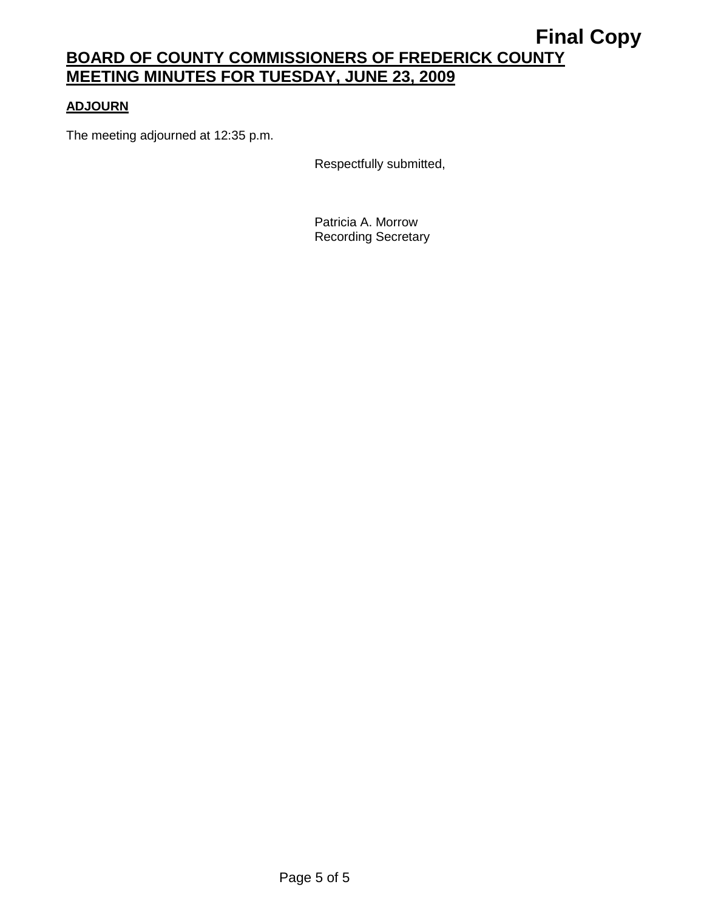**ADJOURN**

The meeting adjourned at 12:35 p.m.

Respectfully submitted,

Patricia A. Morrow
Recording Secretary